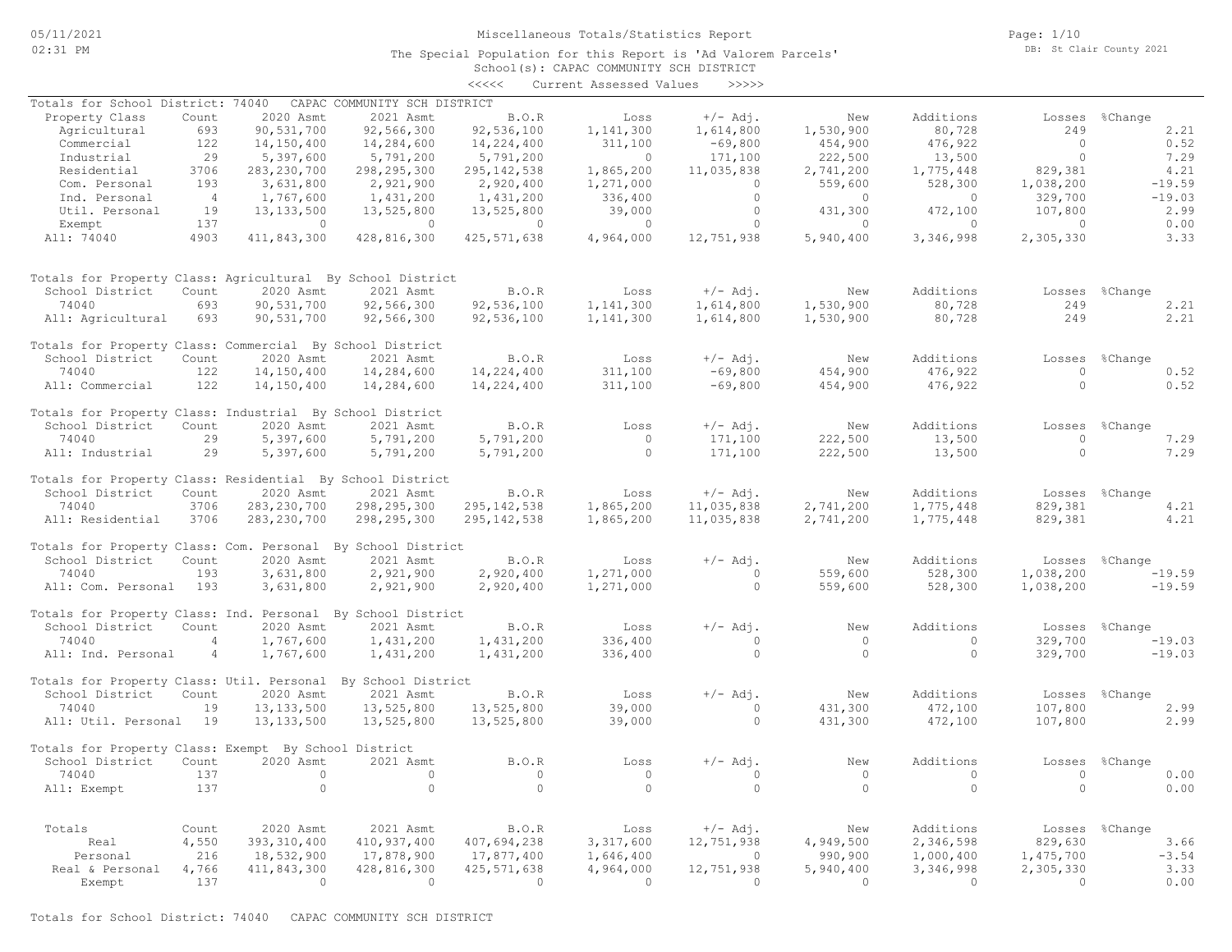# Miscellaneous Totals/Statistics Report

The Special Population for this Report is 'Ad Valorem Parcels'

School(s): CAPAC COMMUNITY SCH DISTRICT

<<<<< Current Assessed Values >>>>>

Totals for School District: 74040 CAPAC COMMUNITY SCH DISTRICT

| Property Class | Count | 2020 Asmt | 2021 Asmt | B.O.R | Loss | +/- Adj. | New | Additions | Losses | %Change |
|---|---|---|---|---|---|---|---|---|---|---|
| Agricultural | 693 | 90,531,700 | 92,566,300 | 92,536,100 | 1,141,300 | 1,614,800 | 1,530,900 | 80,728 | 249 | 2.21 |
| Commercial | 122 | 14,150,400 | 14,284,600 | 14,224,400 | 311,100 | -69,800 | 454,900 | 476,922 | 0 | 0.52 |
| Industrial | 29 | 5,397,600 | 5,791,200 | 5,791,200 | 0 | 171,100 | 222,500 | 13,500 | 0 | 7.29 |
| Residential | 3706 | 283,230,700 | 298,295,300 | 295,142,538 | 1,865,200 | 11,035,838 | 2,741,200 | 1,775,448 | 829,381 | 4.21 |
| Com. Personal | 193 | 3,631,800 | 2,921,900 | 2,920,400 | 1,271,000 | 0 | 559,600 | 528,300 | 1,038,200 | -19.59 |
| Ind. Personal | 4 | 1,767,600 | 1,431,200 | 1,431,200 | 336,400 | 0 | 0 | 0 | 329,700 | -19.03 |
| Util. Personal | 19 | 13,133,500 | 13,525,800 | 13,525,800 | 39,000 | 0 | 431,300 | 472,100 | 107,800 | 2.99 |
| Exempt | 137 | 0 | 0 | 0 | 0 | 0 | 0 | 0 | 0 | 0.00 |
| All: 74040 | 4903 | 411,843,300 | 428,816,300 | 425,571,638 | 4,964,000 | 12,751,938 | 5,940,400 | 3,346,998 | 2,305,330 | 3.33 |

Totals for Property Class: Agricultural By School District

| School District | Count | 2020 Asmt | 2021 Asmt | B.O.R | Loss | +/- Adj. | New | Additions | Losses | %Change |
|---|---|---|---|---|---|---|---|---|---|---|
| 74040 | 693 | 90,531,700 | 92,566,300 | 92,536,100 | 1,141,300 | 1,614,800 | 1,530,900 | 80,728 | 249 | 2.21 |
| All: Agricultural | 693 | 90,531,700 | 92,566,300 | 92,536,100 | 1,141,300 | 1,614,800 | 1,530,900 | 80,728 | 249 | 2.21 |

Totals for Property Class: Commercial By School District

| School District | Count | 2020 Asmt | 2021 Asmt | B.O.R | Loss | +/- Adj. | New | Additions | Losses | %Change |
|---|---|---|---|---|---|---|---|---|---|---|
| 74040 | 122 | 14,150,400 | 14,284,600 | 14,224,400 | 311,100 | -69,800 | 454,900 | 476,922 | 0 | 0.52 |
| All: Commercial | 122 | 14,150,400 | 14,284,600 | 14,224,400 | 311,100 | -69,800 | 454,900 | 476,922 | 0 | 0.52 |

Totals for Property Class: Industrial By School District

| School District | Count | 2020 Asmt | 2021 Asmt | B.O.R | Loss | +/- Adj. | New | Additions | Losses | %Change |
|---|---|---|---|---|---|---|---|---|---|---|
| 74040 | 29 | 5,397,600 | 5,791,200 | 5,791,200 | 0 | 171,100 | 222,500 | 13,500 | 0 | 7.29 |
| All: Industrial | 29 | 5,397,600 | 5,791,200 | 5,791,200 | 0 | 171,100 | 222,500 | 13,500 | 0 | 7.29 |

Totals for Property Class: Residential By School District

| School District | Count | 2020 Asmt | 2021 Asmt | B.O.R | Loss | +/- Adj. | New | Additions | Losses | %Change |
|---|---|---|---|---|---|---|---|---|---|---|
| 74040 | 3706 | 283,230,700 | 298,295,300 | 295,142,538 | 1,865,200 | 11,035,838 | 2,741,200 | 1,775,448 | 829,381 | 4.21 |
| All: Residential | 3706 | 283,230,700 | 298,295,300 | 295,142,538 | 1,865,200 | 11,035,838 | 2,741,200 | 1,775,448 | 829,381 | 4.21 |

Totals for Property Class: Com. Personal By School District

| School District | Count | 2020 Asmt | 2021 Asmt | B.O.R | Loss | +/- Adj. | New | Additions | Losses | %Change |
|---|---|---|---|---|---|---|---|---|---|---|
| 74040 | 193 | 3,631,800 | 2,921,900 | 2,920,400 | 1,271,000 | 0 | 559,600 | 528,300 | 1,038,200 | -19.59 |
| All: Com. Personal | 193 | 3,631,800 | 2,921,900 | 2,920,400 | 1,271,000 | 0 | 559,600 | 528,300 | 1,038,200 | -19.59 |

Totals for Property Class: Ind. Personal By School District

| School District | Count | 2020 Asmt | 2021 Asmt | B.O.R | Loss | +/- Adj. | New | Additions | Losses | %Change |
|---|---|---|---|---|---|---|---|---|---|---|
| 74040 | 4 | 1,767,600 | 1,431,200 | 1,431,200 | 336,400 | 0 | 0 | 0 | 329,700 | -19.03 |
| All: Ind. Personal | 4 | 1,767,600 | 1,431,200 | 1,431,200 | 336,400 | 0 | 0 | 0 | 329,700 | -19.03 |

Totals for Property Class: Util. Personal By School District

| School District | Count | 2020 Asmt | 2021 Asmt | B.O.R | Loss | +/- Adj. | New | Additions | Losses | %Change |
|---|---|---|---|---|---|---|---|---|---|---|
| 74040 | 19 | 13,133,500 | 13,525,800 | 13,525,800 | 39,000 | 0 | 431,300 | 472,100 | 107,800 | 2.99 |
| All: Util. Personal | 19 | 13,133,500 | 13,525,800 | 13,525,800 | 39,000 | 0 | 431,300 | 472,100 | 107,800 | 2.99 |

Totals for Property Class: Exempt By School District

| School District | Count | 2020 Asmt | 2021 Asmt | B.O.R | Loss | +/- Adj. | New | Additions | Losses | %Change |
|---|---|---|---|---|---|---|---|---|---|---|
| 74040 | 137 | 0 | 0 | 0 | 0 | 0 | 0 | 0 | 0 | 0.00 |
| All: Exempt | 137 | 0 | 0 | 0 | 0 | 0 | 0 | 0 | 0 | 0.00 |

| Totals | Count | 2020 Asmt | 2021 Asmt | B.O.R | Loss | +/- Adj. | New | Additions | Losses | %Change |
|---|---|---|---|---|---|---|---|---|---|---|
| Real | 4,550 | 393,310,400 | 410,937,400 | 407,694,238 | 3,317,600 | 12,751,938 | 4,949,500 | 2,346,598 | 829,630 | 3.66 |
| Personal | 216 | 18,532,900 | 17,878,900 | 17,877,400 | 1,646,400 | 0 | 990,900 | 1,000,400 | 1,475,700 | -3.54 |
| Real & Personal | 4,766 | 411,843,300 | 428,816,300 | 425,571,638 | 4,964,000 | 12,751,938 | 5,940,400 | 3,346,998 | 2,305,330 | 3.33 |
| Exempt | 137 | 0 | 0 | 0 | 0 | 0 | 0 | 0 | 0 | 0.00 |

Totals for School District: 74040 CAPAC COMMUNITY SCH DISTRICT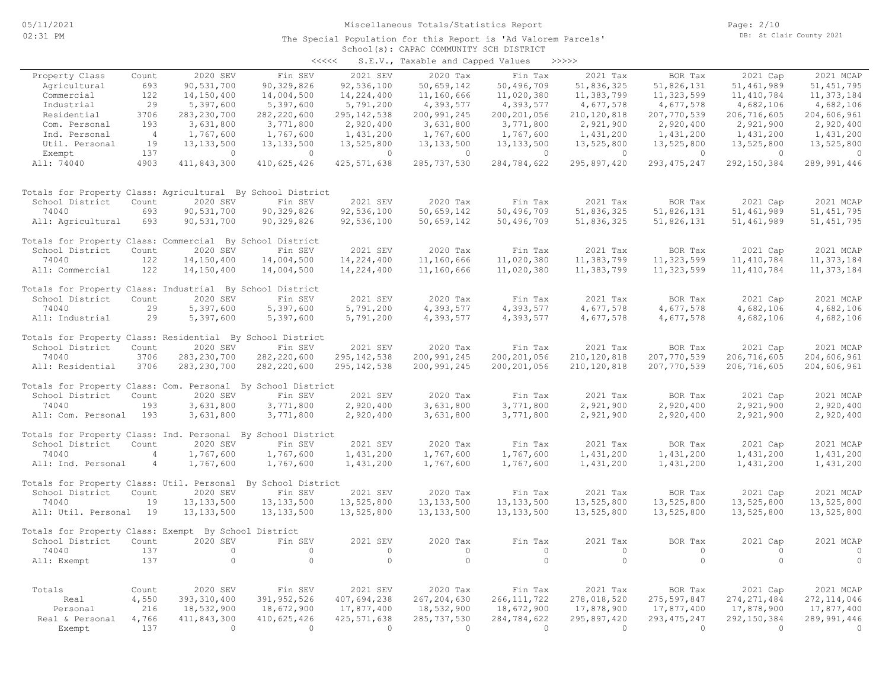# Miscellaneous Totals/Statistics Report

The Special Population for this Report is 'Ad Valorem Parcels'

School(s): CAPAC COMMUNITY SCH DISTRICT

<<<<< S.E.V., Taxable and Capped Values >>>>>

| Property Class | Count | 2020 SEV | Fin SEV | 2021 SEV | 2020 Tax | Fin Tax | 2021 Tax | BOR Tax | 2021 Cap | 2021 MCAP |
|---|---|---|---|---|---|---|---|---|---|---|
| Agricultural | 693 | 90,531,700 | 90,329,826 | 92,536,100 | 50,659,142 | 50,496,709 | 51,836,325 | 51,826,131 | 51,461,989 | 51,451,795 |
| Commercial | 122 | 14,150,400 | 14,004,500 | 14,224,400 | 11,160,666 | 11,020,380 | 11,383,799 | 11,323,599 | 11,410,784 | 11,373,184 |
| Industrial | 29 | 5,397,600 | 5,397,600 | 5,791,200 | 4,393,577 | 4,393,577 | 4,677,578 | 4,677,578 | 4,682,106 | 4,682,106 |
| Residential | 3706 | 283,230,700 | 282,220,600 | 295,142,538 | 200,991,245 | 200,201,056 | 210,120,818 | 207,770,539 | 206,716,605 | 204,606,961 |
| Com. Personal | 193 | 3,631,800 | 3,771,800 | 2,920,400 | 3,631,800 | 3,771,800 | 2,921,900 | 2,920,400 | 2,921,900 | 2,920,400 |
| Ind. Personal | 4 | 1,767,600 | 1,767,600 | 1,431,200 | 1,767,600 | 1,767,600 | 1,431,200 | 1,431,200 | 1,431,200 | 1,431,200 |
| Util. Personal | 19 | 13,133,500 | 13,133,500 | 13,525,800 | 13,133,500 | 13,133,500 | 13,525,800 | 13,525,800 | 13,525,800 | 13,525,800 |
| Exempt | 137 | 0 | 0 | 0 | 0 | 0 | 0 | 0 | 0 | 0 |
| All: 74040 | 4903 | 411,843,300 | 410,625,426 | 425,571,638 | 285,737,530 | 284,784,622 | 295,897,420 | 293,475,247 | 292,150,384 | 289,991,446 |

Totals for Property Class: Agricultural By School District

| School District | Count | 2020 SEV | Fin SEV | 2021 SEV | 2020 Tax | Fin Tax | 2021 Tax | BOR Tax | 2021 Cap | 2021 MCAP |
|---|---|---|---|---|---|---|---|---|---|---|
| 74040 | 693 | 90,531,700 | 90,329,826 | 92,536,100 | 50,659,142 | 50,496,709 | 51,836,325 | 51,826,131 | 51,461,989 | 51,451,795 |
| All: Agricultural | 693 | 90,531,700 | 90,329,826 | 92,536,100 | 50,659,142 | 50,496,709 | 51,836,325 | 51,826,131 | 51,461,989 | 51,451,795 |

Totals for Property Class: Commercial By School District

| School District | Count | 2020 SEV | Fin SEV | 2021 SEV | 2020 Tax | Fin Tax | 2021 Tax | BOR Tax | 2021 Cap | 2021 MCAP |
|---|---|---|---|---|---|---|---|---|---|---|
| 74040 | 122 | 14,150,400 | 14,004,500 | 14,224,400 | 11,160,666 | 11,020,380 | 11,383,799 | 11,323,599 | 11,410,784 | 11,373,184 |
| All: Commercial | 122 | 14,150,400 | 14,004,500 | 14,224,400 | 11,160,666 | 11,020,380 | 11,383,799 | 11,323,599 | 11,410,784 | 11,373,184 |

Totals for Property Class: Industrial By School District

| School District | Count | 2020 SEV | Fin SEV | 2021 SEV | 2020 Tax | Fin Tax | 2021 Tax | BOR Tax | 2021 Cap | 2021 MCAP |
|---|---|---|---|---|---|---|---|---|---|---|
| 74040 | 29 | 5,397,600 | 5,397,600 | 5,791,200 | 4,393,577 | 4,393,577 | 4,677,578 | 4,677,578 | 4,682,106 | 4,682,106 |
| All: Industrial | 29 | 5,397,600 | 5,397,600 | 5,791,200 | 4,393,577 | 4,393,577 | 4,677,578 | 4,677,578 | 4,682,106 | 4,682,106 |

Totals for Property Class: Residential By School District

| School District | Count | 2020 SEV | Fin SEV | 2021 SEV | 2020 Tax | Fin Tax | 2021 Tax | BOR Tax | 2021 Cap | 2021 MCAP |
|---|---|---|---|---|---|---|---|---|---|---|
| 74040 | 3706 | 283,230,700 | 282,220,600 | 295,142,538 | 200,991,245 | 200,201,056 | 210,120,818 | 207,770,539 | 206,716,605 | 204,606,961 |
| All: Residential | 3706 | 283,230,700 | 282,220,600 | 295,142,538 | 200,991,245 | 200,201,056 | 210,120,818 | 207,770,539 | 206,716,605 | 204,606,961 |

Totals for Property Class: Com. Personal By School District

| School District | Count | 2020 SEV | Fin SEV | 2021 SEV | 2020 Tax | Fin Tax | 2021 Tax | BOR Tax | 2021 Cap | 2021 MCAP |
|---|---|---|---|---|---|---|---|---|---|---|
| 74040 | 193 | 3,631,800 | 3,771,800 | 2,920,400 | 3,631,800 | 3,771,800 | 2,921,900 | 2,920,400 | 2,921,900 | 2,920,400 |
| All: Com. Personal | 193 | 3,631,800 | 3,771,800 | 2,920,400 | 3,631,800 | 3,771,800 | 2,921,900 | 2,920,400 | 2,921,900 | 2,920,400 |

Totals for Property Class: Ind. Personal By School District

| School District | Count | 2020 SEV | Fin SEV | 2021 SEV | 2020 Tax | Fin Tax | 2021 Tax | BOR Tax | 2021 Cap | 2021 MCAP |
|---|---|---|---|---|---|---|---|---|---|---|
| 74040 | 4 | 1,767,600 | 1,767,600 | 1,431,200 | 1,767,600 | 1,767,600 | 1,431,200 | 1,431,200 | 1,431,200 | 1,431,200 |
| All: Ind. Personal | 4 | 1,767,600 | 1,767,600 | 1,431,200 | 1,767,600 | 1,767,600 | 1,431,200 | 1,431,200 | 1,431,200 | 1,431,200 |

Totals for Property Class: Util. Personal By School District

| School District | Count | 2020 SEV | Fin SEV | 2021 SEV | 2020 Tax | Fin Tax | 2021 Tax | BOR Tax | 2021 Cap | 2021 MCAP |
|---|---|---|---|---|---|---|---|---|---|---|
| 74040 | 19 | 13,133,500 | 13,133,500 | 13,525,800 | 13,133,500 | 13,133,500 | 13,525,800 | 13,525,800 | 13,525,800 | 13,525,800 |
| All: Util. Personal | 19 | 13,133,500 | 13,133,500 | 13,525,800 | 13,133,500 | 13,133,500 | 13,525,800 | 13,525,800 | 13,525,800 | 13,525,800 |

Totals for Property Class: Exempt By School District

| School District | Count | 2020 SEV | Fin SEV | 2021 SEV | 2020 Tax | Fin Tax | 2021 Tax | BOR Tax | 2021 Cap | 2021 MCAP |
|---|---|---|---|---|---|---|---|---|---|---|
| 74040 | 137 | 0 | 0 | 0 | 0 | 0 | 0 | 0 | 0 | 0 |
| All: Exempt | 137 | 0 | 0 | 0 | 0 | 0 | 0 | 0 | 0 | 0 |

| Totals | Count | 2020 SEV | Fin SEV | 2021 SEV | 2020 Tax | Fin Tax | 2021 Tax | BOR Tax | 2021 Cap | 2021 MCAP |
|---|---|---|---|---|---|---|---|---|---|---|
| Real | 4,550 | 393,310,400 | 391,952,526 | 407,694,238 | 267,204,630 | 266,111,722 | 278,018,520 | 275,597,847 | 274,271,484 | 272,114,046 |
| Personal | 216 | 18,532,900 | 18,672,900 | 17,877,400 | 18,532,900 | 18,672,900 | 17,878,900 | 17,877,400 | 17,878,900 | 17,877,400 |
| Real & Personal | 4,766 | 411,843,300 | 410,625,426 | 425,571,638 | 285,737,530 | 284,784,622 | 295,897,420 | 293,475,247 | 292,150,384 | 289,991,446 |
| Exempt | 137 | 0 | 0 | 0 | 0 | 0 | 0 | 0 | 0 | 0 |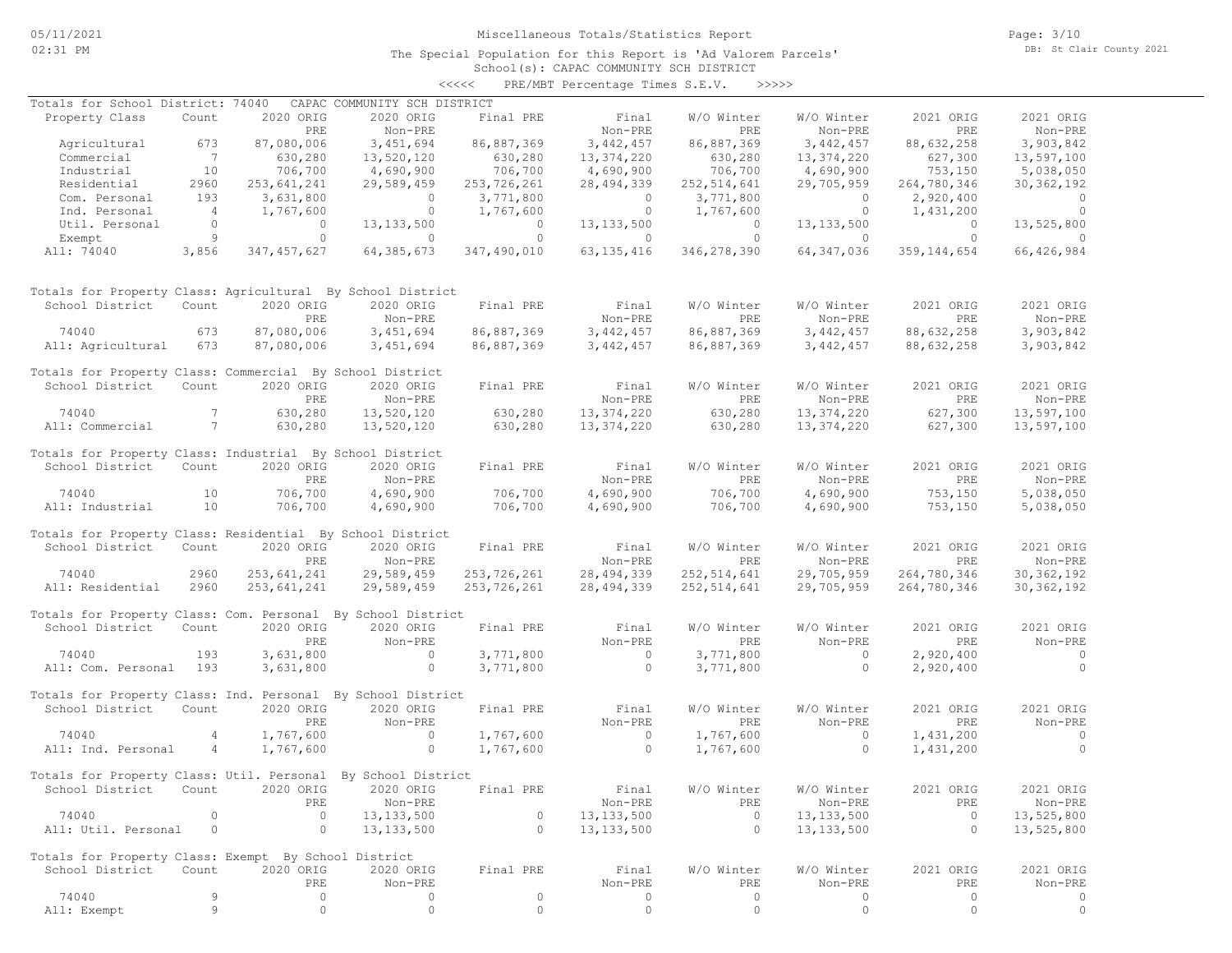Miscellaneous Totals/Statistics Report

The Special Population for this Report is 'Ad Valorem Parcels'

School(s): CAPAC COMMUNITY SCH DISTRICT

<<<<< PRE/MBT Percentage Times S.E.V. >>>>>

Totals for School District: 74040 CAPAC COMMUNITY SCH DISTRICT

| Property Class | Count | 2020 ORIG PRE | 2020 ORIG Non-PRE | Final PRE | Final Non-PRE | W/O Winter PRE | W/O Winter Non-PRE | 2021 ORIG PRE | 2021 ORIG Non-PRE |
|---|---|---|---|---|---|---|---|---|---|
| Agricultural | 673 | 87,080,006 | 3,451,694 | 86,887,369 | 3,442,457 | 86,887,369 | 3,442,457 | 88,632,258 | 3,903,842 |
| Commercial | 7 | 630,280 | 13,520,120 | 630,280 | 13,374,220 | 630,280 | 13,374,220 | 627,300 | 13,597,100 |
| Industrial | 10 | 706,700 | 4,690,900 | 706,700 | 4,690,900 | 706,700 | 4,690,900 | 753,150 | 5,038,050 |
| Residential | 2960 | 253,641,241 | 29,589,459 | 253,726,261 | 28,494,339 | 252,514,641 | 29,705,959 | 264,780,346 | 30,362,192 |
| Com. Personal | 193 | 3,631,800 | 0 | 3,771,800 | 0 | 3,771,800 | 0 | 2,920,400 | 0 |
| Ind. Personal | 4 | 1,767,600 | 0 | 1,767,600 | 0 | 1,767,600 | 0 | 1,431,200 | 0 |
| Util. Personal | 0 | 0 | 13,133,500 | 0 | 13,133,500 | 0 | 13,133,500 | 0 | 13,525,800 |
| Exempt | 9 | 0 | 0 | 0 | 0 | 0 | 0 | 0 | 0 |
| All: 74040 | 3,856 | 347,457,627 | 64,385,673 | 347,490,010 | 63,135,416 | 346,278,390 | 64,347,036 | 359,144,654 | 66,426,984 |

Totals for Property Class: Agricultural By School District

| School District | Count | 2020 ORIG PRE | 2020 ORIG Non-PRE | Final PRE | Final Non-PRE | W/O Winter PRE | W/O Winter Non-PRE | 2021 ORIG PRE | 2021 ORIG Non-PRE |
|---|---|---|---|---|---|---|---|---|---|
| 74040 | 673 | 87,080,006 | 3,451,694 | 86,887,369 | 3,442,457 | 86,887,369 | 3,442,457 | 88,632,258 | 3,903,842 |
| All: Agricultural | 673 | 87,080,006 | 3,451,694 | 86,887,369 | 3,442,457 | 86,887,369 | 3,442,457 | 88,632,258 | 3,903,842 |

Totals for Property Class: Commercial By School District

| School District | Count | 2020 ORIG PRE | 2020 ORIG Non-PRE | Final PRE | Final Non-PRE | W/O Winter PRE | W/O Winter Non-PRE | 2021 ORIG PRE | 2021 ORIG Non-PRE |
|---|---|---|---|---|---|---|---|---|---|
| 74040 | 7 | 630,280 | 13,520,120 | 630,280 | 13,374,220 | 630,280 | 13,374,220 | 627,300 | 13,597,100 |
| All: Commercial | 7 | 630,280 | 13,520,120 | 630,280 | 13,374,220 | 630,280 | 13,374,220 | 627,300 | 13,597,100 |

Totals for Property Class: Industrial By School District

| School District | Count | 2020 ORIG PRE | 2020 ORIG Non-PRE | Final PRE | Final Non-PRE | W/O Winter PRE | W/O Winter Non-PRE | 2021 ORIG PRE | 2021 ORIG Non-PRE |
|---|---|---|---|---|---|---|---|---|---|
| 74040 | 10 | 706,700 | 4,690,900 | 706,700 | 4,690,900 | 706,700 | 4,690,900 | 753,150 | 5,038,050 |
| All: Industrial | 10 | 706,700 | 4,690,900 | 706,700 | 4,690,900 | 706,700 | 4,690,900 | 753,150 | 5,038,050 |

Totals for Property Class: Residential By School District

| School District | Count | 2020 ORIG PRE | 2020 ORIG Non-PRE | Final PRE | Final Non-PRE | W/O Winter PRE | W/O Winter Non-PRE | 2021 ORIG PRE | 2021 ORIG Non-PRE |
|---|---|---|---|---|---|---|---|---|---|
| 74040 | 2960 | 253,641,241 | 29,589,459 | 253,726,261 | 28,494,339 | 252,514,641 | 29,705,959 | 264,780,346 | 30,362,192 |
| All: Residential | 2960 | 253,641,241 | 29,589,459 | 253,726,261 | 28,494,339 | 252,514,641 | 29,705,959 | 264,780,346 | 30,362,192 |

Totals for Property Class: Com. Personal By School District

| School District | Count | 2020 ORIG PRE | 2020 ORIG Non-PRE | Final PRE | Final Non-PRE | W/O Winter PRE | W/O Winter Non-PRE | 2021 ORIG PRE | 2021 ORIG Non-PRE |
|---|---|---|---|---|---|---|---|---|---|
| 74040 | 193 | 3,631,800 | 0 | 3,771,800 | 0 | 3,771,800 | 0 | 2,920,400 | 0 |
| All: Com. Personal | 193 | 3,631,800 | 0 | 3,771,800 | 0 | 3,771,800 | 0 | 2,920,400 | 0 |

Totals for Property Class: Ind. Personal By School District

| School District | Count | 2020 ORIG PRE | 2020 ORIG Non-PRE | Final PRE | Final Non-PRE | W/O Winter PRE | W/O Winter Non-PRE | 2021 ORIG PRE | 2021 ORIG Non-PRE |
|---|---|---|---|---|---|---|---|---|---|
| 74040 | 4 | 1,767,600 | 0 | 1,767,600 | 0 | 1,767,600 | 0 | 1,431,200 | 0 |
| All: Ind. Personal | 4 | 1,767,600 | 0 | 1,767,600 | 0 | 1,767,600 | 0 | 1,431,200 | 0 |

Totals for Property Class: Util. Personal By School District

| School District | Count | 2020 ORIG PRE | 2020 ORIG Non-PRE | Final PRE | Final Non-PRE | W/O Winter PRE | W/O Winter Non-PRE | 2021 ORIG PRE | 2021 ORIG Non-PRE |
|---|---|---|---|---|---|---|---|---|---|
| 74040 | 0 | 0 | 13,133,500 | 0 | 13,133,500 | 0 | 13,133,500 | 0 | 13,525,800 |
| All: Util. Personal | 0 | 0 | 13,133,500 | 0 | 13,133,500 | 0 | 13,133,500 | 0 | 13,525,800 |

Totals for Property Class: Exempt By School District

| School District | Count | 2020 ORIG PRE | 2020 ORIG Non-PRE | Final PRE | Final Non-PRE | W/O Winter PRE | W/O Winter Non-PRE | 2021 ORIG PRE | 2021 ORIG Non-PRE |
|---|---|---|---|---|---|---|---|---|---|
| 74040 | 9 | 0 | 0 | 0 | 0 | 0 | 0 | 0 | 0 |
| All: Exempt | 9 | 0 | 0 | 0 | 0 | 0 | 0 | 0 | 0 |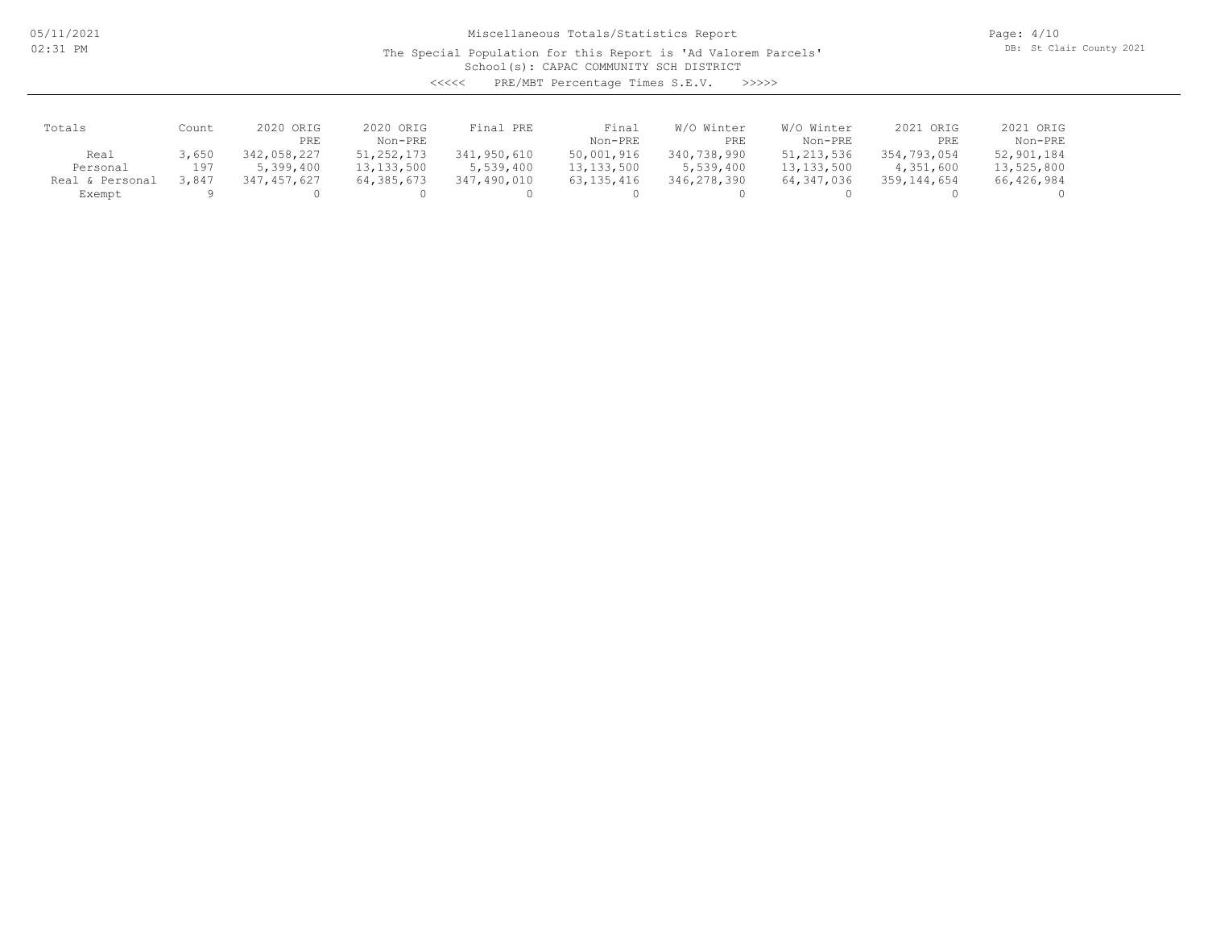# Miscellaneous Totals/Statistics Report

The Special Population for this Report is 'Ad Valorem Parcels'

School(s): CAPAC COMMUNITY SCH DISTRICT

<<<<< PRE/MBT Percentage Times S.E.V. >>>>>

| Totals | Count | 2020 ORIG PRE | 2020 ORIG Non-PRE | Final PRE | Final Non-PRE | W/O Winter PRE | W/O Winter Non-PRE | 2021 ORIG PRE | 2021 ORIG Non-PRE |
|---|---|---|---|---|---|---|---|---|---|
| Real | 3,650 | 342,058,227 | 51,252,173 | 341,950,610 | 50,001,916 | 340,738,990 | 51,213,536 | 354,793,054 | 52,901,184 |
| Personal | 197 | 5,399,400 | 13,133,500 | 5,539,400 | 13,133,500 | 5,539,400 | 13,133,500 | 4,351,600 | 13,525,800 |
| Real & Personal | 3,847 | 347,457,627 | 64,385,673 | 347,490,010 | 63,135,416 | 346,278,390 | 64,347,036 | 359,144,654 | 66,426,984 |
| Exempt | 9 | 0 | 0 | 0 | 0 | 0 | 0 | 0 | 0 |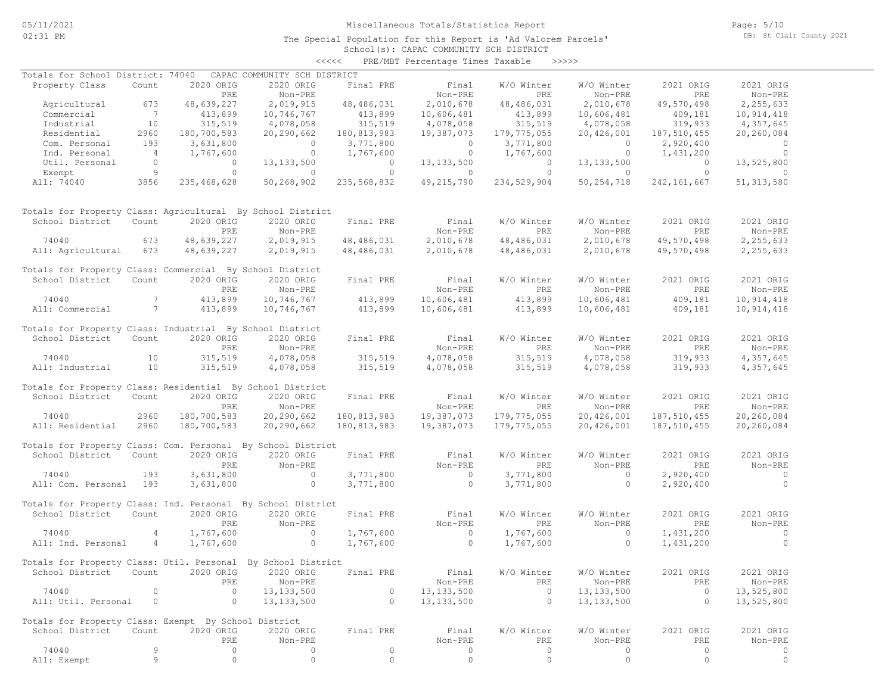# Miscellaneous Totals/Statistics Report

The Special Population for this Report is 'Ad Valorem Parcels'
School(s): CAPAC COMMUNITY SCH DISTRICT
<<<<< PRE/MBT Percentage Times Taxable >>>>>

## Totals for School District: 74040 CAPAC COMMUNITY SCH DISTRICT

| Property Class | Count | 2020 ORIG PRE | 2020 ORIG Non-PRE | Final PRE | Final Non-PRE | W/O Winter PRE | W/O Winter Non-PRE | 2021 ORIG PRE | 2021 ORIG Non-PRE |
|---|---|---|---|---|---|---|---|---|---|
| Agricultural | 673 | 48,639,227 | 2,019,915 | 48,486,031 | 2,010,678 | 48,486,031 | 2,010,678 | 49,570,498 | 2,255,633 |
| Commercial | 7 | 413,899 | 10,746,767 | 413,899 | 10,606,481 | 413,899 | 10,606,481 | 409,181 | 10,914,418 |
| Industrial | 10 | 315,519 | 4,078,058 | 315,519 | 4,078,058 | 315,519 | 4,078,058 | 319,933 | 4,357,645 |
| Residential | 2960 | 180,700,583 | 20,290,662 | 180,813,983 | 19,387,073 | 179,775,055 | 20,426,001 | 187,510,455 | 20,260,084 |
| Com. Personal | 193 | 3,631,800 | 0 | 3,771,800 | 0 | 3,771,800 | 0 | 2,920,400 | 0 |
| Ind. Personal | 4 | 1,767,600 | 0 | 1,767,600 | 0 | 1,767,600 | 0 | 1,431,200 | 0 |
| Util. Personal | 0 | 0 | 13,133,500 | 0 | 13,133,500 | 0 | 13,133,500 | 0 | 13,525,800 |
| Exempt | 9 | 0 | 0 | 0 | 0 | 0 | 0 | 0 | 0 |
| All: 74040 | 3856 | 235,468,628 | 50,268,902 | 235,568,832 | 49,215,790 | 234,529,904 | 50,254,718 | 242,161,667 | 51,313,580 |

## Totals for Property Class: Agricultural By School District

| School District | Count | 2020 ORIG PRE | 2020 ORIG Non-PRE | Final PRE | Final Non-PRE | W/O Winter PRE | W/O Winter Non-PRE | 2021 ORIG PRE | 2021 ORIG Non-PRE |
|---|---|---|---|---|---|---|---|---|---|
| 74040 | 673 | 48,639,227 | 2,019,915 | 48,486,031 | 2,010,678 | 48,486,031 | 2,010,678 | 49,570,498 | 2,255,633 |
| All: Agricultural | 673 | 48,639,227 | 2,019,915 | 48,486,031 | 2,010,678 | 48,486,031 | 2,010,678 | 49,570,498 | 2,255,633 |

## Totals for Property Class: Commercial By School District

| School District | Count | 2020 ORIG PRE | 2020 ORIG Non-PRE | Final PRE | Final Non-PRE | W/O Winter PRE | W/O Winter Non-PRE | 2021 ORIG PRE | 2021 ORIG Non-PRE |
|---|---|---|---|---|---|---|---|---|---|
| 74040 | 7 | 413,899 | 10,746,767 | 413,899 | 10,606,481 | 413,899 | 10,606,481 | 409,181 | 10,914,418 |
| All: Commercial | 7 | 413,899 | 10,746,767 | 413,899 | 10,606,481 | 413,899 | 10,606,481 | 409,181 | 10,914,418 |

## Totals for Property Class: Industrial By School District

| School District | Count | 2020 ORIG PRE | 2020 ORIG Non-PRE | Final PRE | Final Non-PRE | W/O Winter PRE | W/O Winter Non-PRE | 2021 ORIG PRE | 2021 ORIG Non-PRE |
|---|---|---|---|---|---|---|---|---|---|
| 74040 | 10 | 315,519 | 4,078,058 | 315,519 | 4,078,058 | 315,519 | 4,078,058 | 319,933 | 4,357,645 |
| All: Industrial | 10 | 315,519 | 4,078,058 | 315,519 | 4,078,058 | 315,519 | 4,078,058 | 319,933 | 4,357,645 |

## Totals for Property Class: Residential By School District

| School District | Count | 2020 ORIG PRE | 2020 ORIG Non-PRE | Final PRE | Final Non-PRE | W/O Winter PRE | W/O Winter Non-PRE | 2021 ORIG PRE | 2021 ORIG Non-PRE |
|---|---|---|---|---|---|---|---|---|---|
| 74040 | 2960 | 180,700,583 | 20,290,662 | 180,813,983 | 19,387,073 | 179,775,055 | 20,426,001 | 187,510,455 | 20,260,084 |
| All: Residential | 2960 | 180,700,583 | 20,290,662 | 180,813,983 | 19,387,073 | 179,775,055 | 20,426,001 | 187,510,455 | 20,260,084 |

## Totals for Property Class: Com. Personal By School District

| School District | Count | 2020 ORIG PRE | 2020 ORIG Non-PRE | Final PRE | Final Non-PRE | W/O Winter PRE | W/O Winter Non-PRE | 2021 ORIG PRE | 2021 ORIG Non-PRE |
|---|---|---|---|---|---|---|---|---|---|
| 74040 | 193 | 3,631,800 | 0 | 3,771,800 | 0 | 3,771,800 | 0 | 2,920,400 | 0 |
| All: Com. Personal | 193 | 3,631,800 | 0 | 3,771,800 | 0 | 3,771,800 | 0 | 2,920,400 | 0 |

## Totals for Property Class: Ind. Personal By School District

| School District | Count | 2020 ORIG PRE | 2020 ORIG Non-PRE | Final PRE | Final Non-PRE | W/O Winter PRE | W/O Winter Non-PRE | 2021 ORIG PRE | 2021 ORIG Non-PRE |
|---|---|---|---|---|---|---|---|---|---|
| 74040 | 4 | 1,767,600 | 0 | 1,767,600 | 0 | 1,767,600 | 0 | 1,431,200 | 0 |
| All: Ind. Personal | 4 | 1,767,600 | 0 | 1,767,600 | 0 | 1,767,600 | 0 | 1,431,200 | 0 |

## Totals for Property Class: Util. Personal By School District

| School District | Count | 2020 ORIG PRE | 2020 ORIG Non-PRE | Final PRE | Final Non-PRE | W/O Winter PRE | W/O Winter Non-PRE | 2021 ORIG PRE | 2021 ORIG Non-PRE |
|---|---|---|---|---|---|---|---|---|---|
| 74040 | 0 | 0 | 13,133,500 | 0 | 13,133,500 | 0 | 13,133,500 | 0 | 13,525,800 |
| All: Util. Personal | 0 | 0 | 13,133,500 | 0 | 13,133,500 | 0 | 13,133,500 | 0 | 13,525,800 |

## Totals for Property Class: Exempt By School District

| School District | Count | 2020 ORIG PRE | 2020 ORIG Non-PRE | Final PRE | Final Non-PRE | W/O Winter PRE | W/O Winter Non-PRE | 2021 ORIG PRE | 2021 ORIG Non-PRE |
|---|---|---|---|---|---|---|---|---|---|
| 74040 | 9 | 0 | 0 | 0 | 0 | 0 | 0 | 0 | 0 |
| All: Exempt | 9 | 0 | 0 | 0 | 0 | 0 | 0 | 0 | 0 |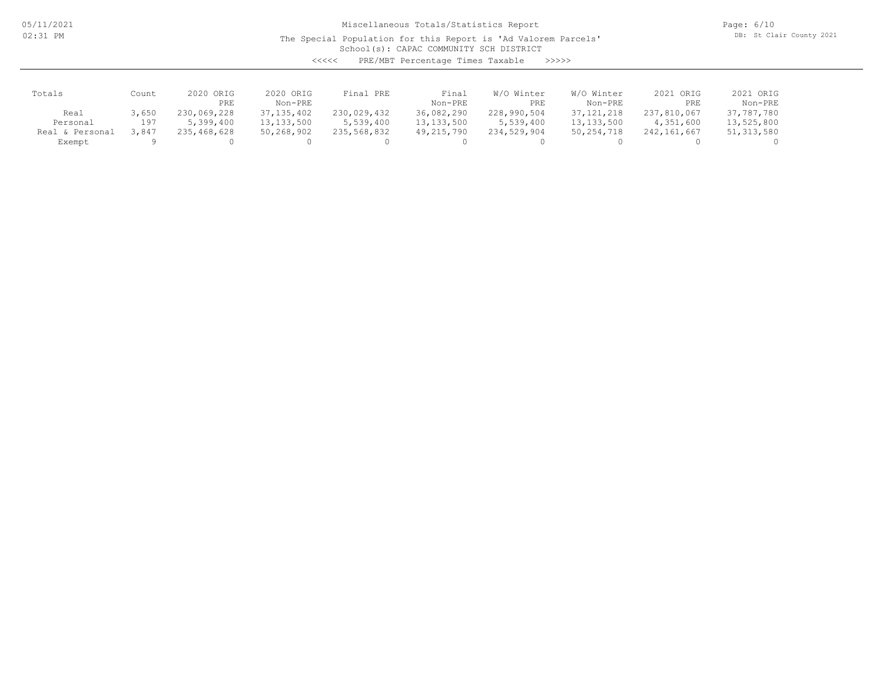# Miscellaneous Totals/Statistics Report

The Special Population for this Report is 'Ad Valorem Parcels'
School(s): CAPAC COMMUNITY SCH DISTRICT

<<<<< PRE/MBT Percentage Times Taxable >>>>>

| Totals | Count | 2020 ORIG PRE | 2020 ORIG Non-PRE | Final PRE | Final Non-PRE | W/O Winter PRE | W/O Winter Non-PRE | 2021 ORIG PRE | 2021 ORIG Non-PRE |
|---|---|---|---|---|---|---|---|---|---|
| Real | 3,650 | 230,069,228 | 37,135,402 | 230,029,432 | 36,082,290 | 228,990,504 | 37,121,218 | 237,810,067 | 37,787,780 |
| Personal | 197 | 5,399,400 | 13,133,500 | 5,539,400 | 13,133,500 | 5,539,400 | 13,133,500 | 4,351,600 | 13,525,800 |
| Real & Personal | 3,847 | 235,468,628 | 50,268,902 | 235,568,832 | 49,215,790 | 234,529,904 | 50,254,718 | 242,161,667 | 51,313,580 |
| Exempt | 9 | 0 | 0 | 0 | 0 | 0 | 0 | 0 | 0 |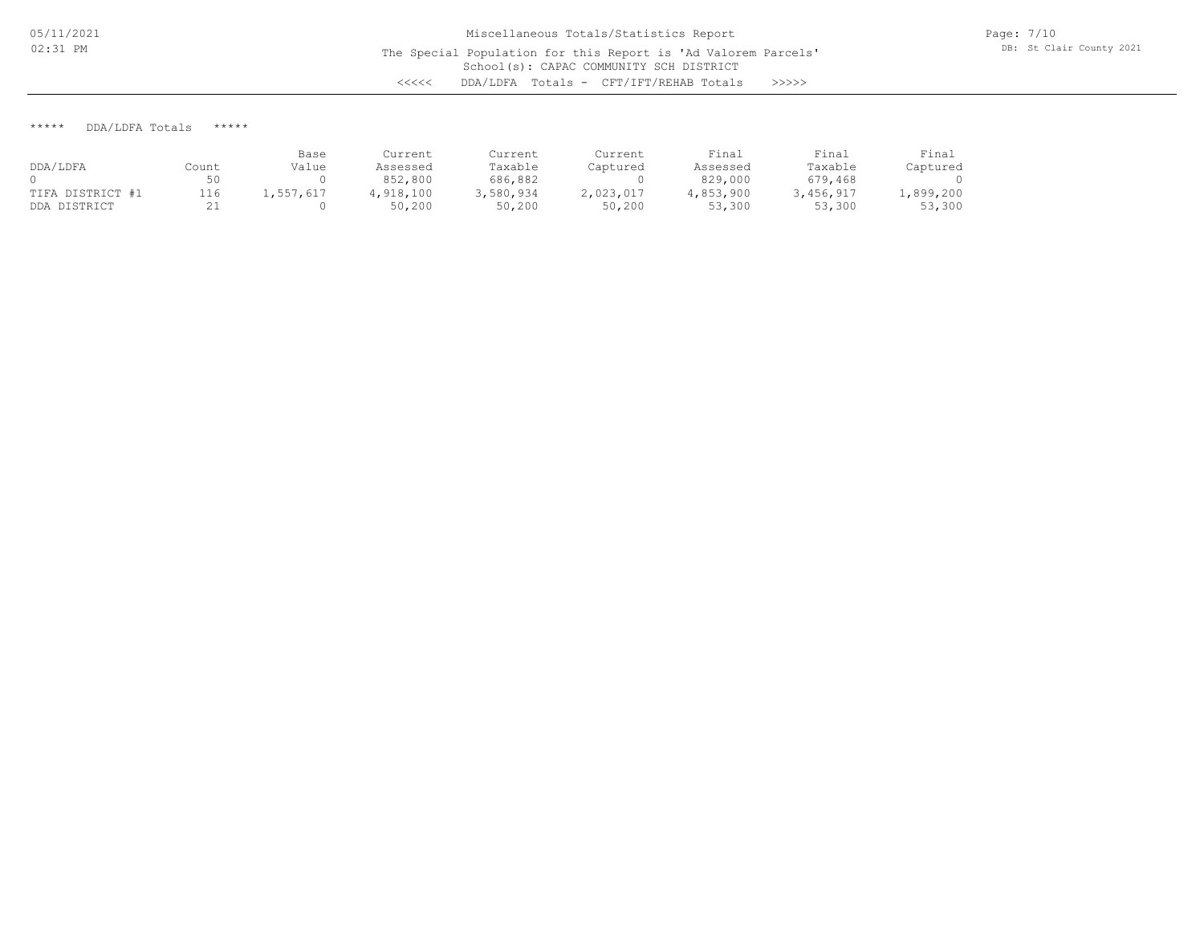Miscellaneous Totals/Statistics Report

The Special Population for this Report is 'Ad Valorem Parcels'

School(s): CAPAC COMMUNITY SCH DISTRICT

<<<<< DDA/LDFA Totals - CFT/IFT/REHAB Totals >>>>>

***** DDA/LDFA Totals *****

| DDA/LDFA | Count | Base Value | Current Assessed | Current Taxable | Current Captured | Final Assessed | Final Taxable | Final Captured |
|---|---|---|---|---|---|---|---|---|
| 0 | 50 | 0 | 852,800 | 686,882 | 0 | 829,000 | 679,468 | 0 |
| TIFA DISTRICT #1 | 116 | 1,557,617 | 4,918,100 | 3,580,934 | 2,023,017 | 4,853,900 | 3,456,917 | 1,899,200 |
| DDA DISTRICT | 21 | 0 | 50,200 | 50,200 | 50,200 | 53,300 | 53,300 | 53,300 |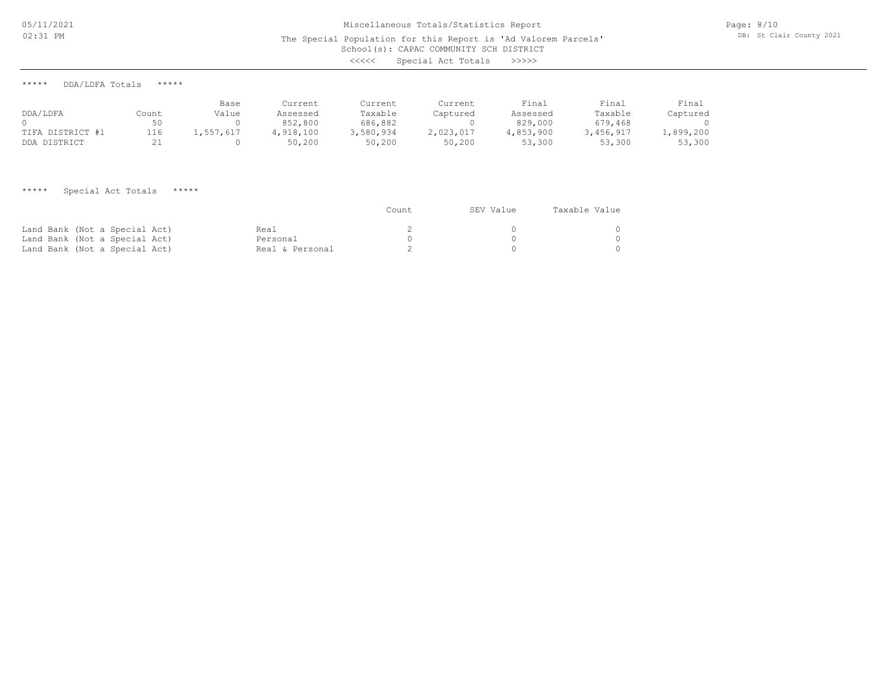Miscellaneous Totals/Statistics Report

The Special Population for this Report is 'Ad Valorem Parcels'

School(s): CAPAC COMMUNITY SCH DISTRICT

<<<<< Special Act Totals >>>>>

***** DDA/LDFA Totals *****

| DDA/LDFA | Count | Base Value | Current Assessed | Current Taxable | Current Captured | Final Assessed | Final Taxable | Final Captured |
|---|---|---|---|---|---|---|---|---|
| 0 | 50 | 0 | 852,800 | 686,882 | 0 | 829,000 | 679,468 | 0 |
| TIFA DISTRICT #1 | 116 | 1,557,617 | 4,918,100 | 3,580,934 | 2,023,017 | 4,853,900 | 3,456,917 | 1,899,200 |
| DDA DISTRICT | 21 | 0 | 50,200 | 50,200 | 50,200 | 53,300 | 53,300 | 53,300 |

***** Special Act Totals *****

| | | Count | SEV Value | Taxable Value |
|---|---|---|---|---|
| Land Bank (Not a Special Act) | Real | 2 | 0 | 0 |
| Land Bank (Not a Special Act) | Personal | 0 | 0 | 0 |
| Land Bank (Not a Special Act) | Real & Personal | 2 | 0 | 0 |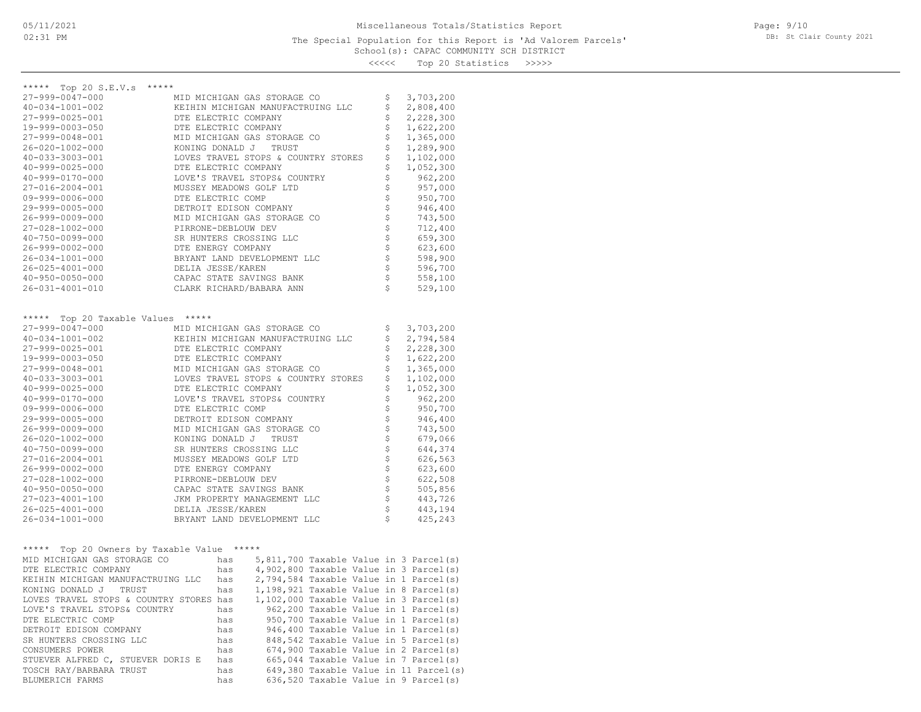Miscellaneous Totals/Statistics Report

The Special Population for this Report is 'Ad Valorem Parcels'

School(s): CAPAC COMMUNITY SCH DISTRICT

<<<<< Top 20 Statistics >>>>>

## ***** Top 20 S.E.V.s *****

| Parcel | Owner | Value |
|---|---|---|
| 27-999-0047-000 | MID MICHIGAN GAS STORAGE CO | $ 3,703,200 |
| 40-034-1001-002 | KEIHIN MICHIGAN MANUFACTRUING LLC | $ 2,808,400 |
| 27-999-0025-001 | DTE ELECTRIC COMPANY | $ 2,228,300 |
| 19-999-0003-050 | DTE ELECTRIC COMPANY | $ 1,622,200 |
| 27-999-0048-001 | MID MICHIGAN GAS STORAGE CO | $ 1,365,000 |
| 26-020-1002-000 | KONING DONALD J TRUST | $ 1,289,900 |
| 40-033-3003-001 | LOVES TRAVEL STOPS & COUNTRY STORES | $ 1,102,000 |
| 40-999-0025-000 | DTE ELECTRIC COMPANY | $ 1,052,300 |
| 40-999-0170-000 | LOVE'S TRAVEL STOPS& COUNTRY | $ 962,200 |
| 27-016-2004-001 | MUSSEY MEADOWS GOLF LTD | $ 957,000 |
| 09-999-0006-000 | DTE ELECTRIC COMP | $ 950,700 |
| 29-999-0005-000 | DETROIT EDISON COMPANY | $ 946,400 |
| 26-999-0009-000 | MID MICHIGAN GAS STORAGE CO | $ 743,500 |
| 27-028-1002-000 | PIRRONE-DEBLOUW DEV | $ 712,400 |
| 40-750-0099-000 | SR HUNTERS CROSSING LLC | $ 659,300 |
| 26-999-0002-000 | DTE ENERGY COMPANY | $ 623,600 |
| 26-034-1001-000 | BRYANT LAND DEVELOPMENT LLC | $ 598,900 |
| 26-025-4001-000 | DELIA JESSE/KAREN | $ 596,700 |
| 40-950-0050-000 | CAPAC STATE SAVINGS BANK | $ 558,100 |
| 26-031-4001-010 | CLARK RICHARD/BABARA ANN | $ 529,100 |

## ***** Top 20 Taxable Values *****

| Parcel | Owner | Value |
|---|---|---|
| 27-999-0047-000 | MID MICHIGAN GAS STORAGE CO | $ 3,703,200 |
| 40-034-1001-002 | KEIHIN MICHIGAN MANUFACTRUING LLC | $ 2,794,584 |
| 27-999-0025-001 | DTE ELECTRIC COMPANY | $ 2,228,300 |
| 19-999-0003-050 | DTE ELECTRIC COMPANY | $ 1,622,200 |
| 27-999-0048-001 | MID MICHIGAN GAS STORAGE CO | $ 1,365,000 |
| 40-033-3003-001 | LOVES TRAVEL STOPS & COUNTRY STORES | $ 1,102,000 |
| 40-999-0025-000 | DTE ELECTRIC COMPANY | $ 1,052,300 |
| 40-999-0170-000 | LOVE'S TRAVEL STOPS& COUNTRY | $ 962,200 |
| 09-999-0006-000 | DTE ELECTRIC COMP | $ 950,700 |
| 29-999-0005-000 | DETROIT EDISON COMPANY | $ 946,400 |
| 26-999-0009-000 | MID MICHIGAN GAS STORAGE CO | $ 743,500 |
| 26-020-1002-000 | KONING DONALD J TRUST | $ 679,066 |
| 40-750-0099-000 | SR HUNTERS CROSSING LLC | $ 644,374 |
| 27-016-2004-001 | MUSSEY MEADOWS GOLF LTD | $ 626,563 |
| 26-999-0002-000 | DTE ENERGY COMPANY | $ 623,600 |
| 27-028-1002-000 | PIRRONE-DEBLOUW DEV | $ 622,508 |
| 40-950-0050-000 | CAPAC STATE SAVINGS BANK | $ 505,856 |
| 27-023-4001-100 | JKM PROPERTY MANAGEMENT LLC | $ 443,726 |
| 26-025-4001-000 | DELIA JESSE/KAREN | $ 443,194 |
| 26-034-1001-000 | BRYANT LAND DEVELOPMENT LLC | $ 425,243 |

## ***** Top 20 Owners by Taxable Value *****

| Owner | | Taxable Value | Parcels |
|---|---|---|---|
| MID MICHIGAN GAS STORAGE CO | has | 5,811,700 Taxable Value | in 3 Parcel(s) |
| DTE ELECTRIC COMPANY | has | 4,902,800 Taxable Value | in 3 Parcel(s) |
| KEIHIN MICHIGAN MANUFACTRUING LLC | has | 2,794,584 Taxable Value | in 1 Parcel(s) |
| KONING DONALD J TRUST | has | 1,198,921 Taxable Value | in 8 Parcel(s) |
| LOVES TRAVEL STOPS & COUNTRY STORES | has | 1,102,000 Taxable Value | in 3 Parcel(s) |
| LOVE'S TRAVEL STOPS& COUNTRY | has | 962,200 Taxable Value | in 1 Parcel(s) |
| DTE ELECTRIC COMP | has | 950,700 Taxable Value | in 1 Parcel(s) |
| DETROIT EDISON COMPANY | has | 946,400 Taxable Value | in 1 Parcel(s) |
| SR HUNTERS CROSSING LLC | has | 848,542 Taxable Value | in 5 Parcel(s) |
| CONSUMERS POWER | has | 674,900 Taxable Value | in 2 Parcel(s) |
| STUEVER ALFRED C, STUEVER DORIS E | has | 665,044 Taxable Value | in 7 Parcel(s) |
| TOSCH RAY/BARBARA TRUST | has | 649,380 Taxable Value | in 11 Parcel(s) |
| BLUMERICH FARMS | has | 636,520 Taxable Value | in 9 Parcel(s) |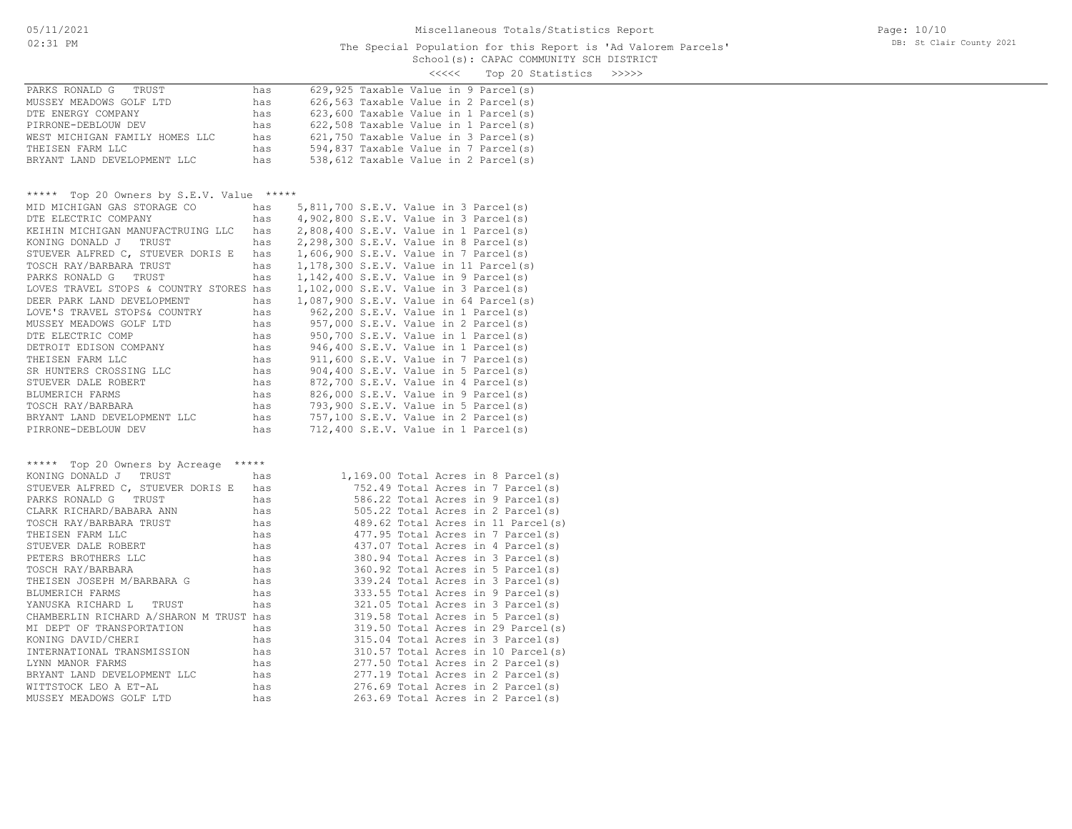The Special Population for this Report is 'Ad Valorem Parcels'

School(s): CAPAC COMMUNITY SCH DISTRICT

<<<<< Top 20 Statistics >>>>>

| | | |
|---|---|---|
| PARKS RONALD G TRUST | has | 629,925 Taxable Value in 9 Parcel(s) |
| MUSSEY MEADOWS GOLF LTD | has | 626,563 Taxable Value in 2 Parcel(s) |
| DTE ENERGY COMPANY | has | 623,600 Taxable Value in 1 Parcel(s) |
| PIRRONE-DEBLOUW DEV | has | 622,508 Taxable Value in 1 Parcel(s) |
| WEST MICHIGAN FAMILY HOMES LLC | has | 621,750 Taxable Value in 3 Parcel(s) |
| THEISEN FARM LLC | has | 594,837 Taxable Value in 7 Parcel(s) |
| BRYANT LAND DEVELOPMENT LLC | has | 538,612 Taxable Value in 2 Parcel(s) |

***** Top 20 Owners by S.E.V. Value *****

| | | |
|---|---|---|
| MID MICHIGAN GAS STORAGE CO | has | 5,811,700 S.E.V. Value in 3 Parcel(s) |
| DTE ELECTRIC COMPANY | has | 4,902,800 S.E.V. Value in 3 Parcel(s) |
| KEIHIN MICHIGAN MANUFACTRUING LLC | has | 2,808,400 S.E.V. Value in 1 Parcel(s) |
| KONING DONALD J TRUST | has | 2,298,300 S.E.V. Value in 8 Parcel(s) |
| STUEVER ALFRED C, STUEVER DORIS E | has | 1,606,900 S.E.V. Value in 7 Parcel(s) |
| TOSCH RAY/BARBARA TRUST | has | 1,178,300 S.E.V. Value in 11 Parcel(s) |
| PARKS RONALD G TRUST | has | 1,142,400 S.E.V. Value in 9 Parcel(s) |
| LOVES TRAVEL STOPS & COUNTRY STORES | has | 1,102,000 S.E.V. Value in 3 Parcel(s) |
| DEER PARK LAND DEVELOPMENT | has | 1,087,900 S.E.V. Value in 64 Parcel(s) |
| LOVE'S TRAVEL STOPS& COUNTRY | has | 962,200 S.E.V. Value in 1 Parcel(s) |
| MUSSEY MEADOWS GOLF LTD | has | 957,000 S.E.V. Value in 2 Parcel(s) |
| DTE ELECTRIC COMP | has | 950,700 S.E.V. Value in 1 Parcel(s) |
| DETROIT EDISON COMPANY | has | 946,400 S.E.V. Value in 1 Parcel(s) |
| THEISEN FARM LLC | has | 911,600 S.E.V. Value in 7 Parcel(s) |
| SR HUNTERS CROSSING LLC | has | 904,400 S.E.V. Value in 5 Parcel(s) |
| STUEVER DALE ROBERT | has | 872,700 S.E.V. Value in 4 Parcel(s) |
| BLUMERICH FARMS | has | 826,000 S.E.V. Value in 9 Parcel(s) |
| TOSCH RAY/BARBARA | has | 793,900 S.E.V. Value in 5 Parcel(s) |
| BRYANT LAND DEVELOPMENT LLC | has | 757,100 S.E.V. Value in 2 Parcel(s) |
| PIRRONE-DEBLOUW DEV | has | 712,400 S.E.V. Value in 1 Parcel(s) |

***** Top 20 Owners by Acreage *****

| | | |
|---|---|---|
| KONING DONALD J TRUST | has | 1,169.00 Total Acres in 8 Parcel(s) |
| STUEVER ALFRED C, STUEVER DORIS E | has | 752.49 Total Acres in 7 Parcel(s) |
| PARKS RONALD G TRUST | has | 586.22 Total Acres in 9 Parcel(s) |
| CLARK RICHARD/BABARA ANN | has | 505.22 Total Acres in 2 Parcel(s) |
| TOSCH RAY/BARBARA TRUST | has | 489.62 Total Acres in 11 Parcel(s) |
| THEISEN FARM LLC | has | 477.95 Total Acres in 7 Parcel(s) |
| STUEVER DALE ROBERT | has | 437.07 Total Acres in 4 Parcel(s) |
| PETERS BROTHERS LLC | has | 380.94 Total Acres in 3 Parcel(s) |
| TOSCH RAY/BARBARA | has | 360.92 Total Acres in 5 Parcel(s) |
| THEISEN JOSEPH M/BARBARA G | has | 339.24 Total Acres in 3 Parcel(s) |
| BLUMERICH FARMS | has | 333.55 Total Acres in 9 Parcel(s) |
| YANUSKA RICHARD L TRUST | has | 321.05 Total Acres in 3 Parcel(s) |
| CHAMBERLIN RICHARD A/SHARON M TRUST | has | 319.58 Total Acres in 5 Parcel(s) |
| MI DEPT OF TRANSPORTATION | has | 319.50 Total Acres in 29 Parcel(s) |
| KONING DAVID/CHERI | has | 315.04 Total Acres in 3 Parcel(s) |
| INTERNATIONAL TRANSMISSION | has | 310.57 Total Acres in 10 Parcel(s) |
| LYNN MANOR FARMS | has | 277.50 Total Acres in 2 Parcel(s) |
| BRYANT LAND DEVELOPMENT LLC | has | 277.19 Total Acres in 2 Parcel(s) |
| WITTSTOCK LEO A ET-AL | has | 276.69 Total Acres in 2 Parcel(s) |
| MUSSEY MEADOWS GOLF LTD | has | 263.69 Total Acres in 2 Parcel(s) |